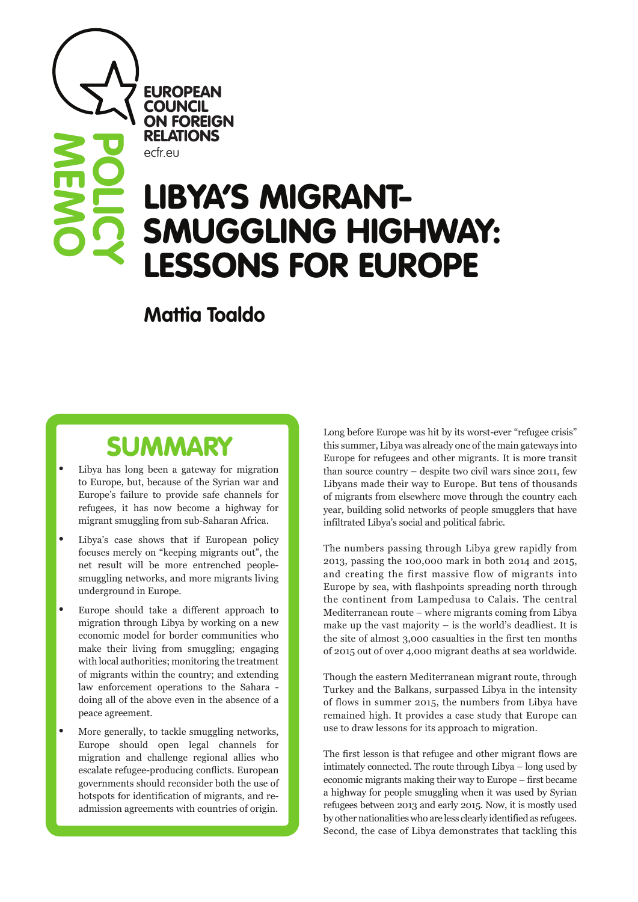EUROPEAN COUNCIL ON FOREIGN RELATIONS

ecfr.eu

POLICY MEMO

# LIBYA'S MIGRANT-SMUGGLING HIGHWAY: LESSONS FOR EUROPE

## Mattia Toaldo

## SUMMARY

- Libya has long been a gateway for migration to Europe, but, because of the Syrian war and Europe's failure to provide safe channels for refugees, it has now become a highway for migrant smuggling from sub-Saharan Africa.
- Libya's case shows that if European policy focuses merely on "keeping migrants out", the net result will be more entrenched people-smuggling networks, and more migrants living underground in Europe.
- Europe should take a different approach to migration through Libya by working on a new economic model for border communities who make their living from smuggling; engaging with local authorities; monitoring the treatment of migrants within the country; and extending law enforcement operations to the Sahara - doing all of the above even in the absence of a peace agreement.
- More generally, to tackle smuggling networks, Europe should open legal channels for migration and challenge regional allies who escalate refugee-producing conflicts. European governments should reconsider both the use of hotspots for identification of migrants, and re-admission agreements with countries of origin.

Long before Europe was hit by its worst-ever "refugee crisis" this summer, Libya was already one of the main gateways into Europe for refugees and other migrants. It is more transit than source country – despite two civil wars since 2011, few Libyans made their way to Europe. But tens of thousands of migrants from elsewhere move through the country each year, building solid networks of people smugglers that have infiltrated Libya's social and political fabric.

The numbers passing through Libya grew rapidly from 2013, passing the 100,000 mark in both 2014 and 2015, and creating the first massive flow of migrants into Europe by sea, with flashpoints spreading north through the continent from Lampedusa to Calais. The central Mediterranean route – where migrants coming from Libya make up the vast majority – is the world's deadliest. It is the site of almost 3,000 casualties in the first ten months of 2015 out of over 4,000 migrant deaths at sea worldwide.

Though the eastern Mediterranean migrant route, through Turkey and the Balkans, surpassed Libya in the intensity of flows in summer 2015, the numbers from Libya have remained high. It provides a case study that Europe can use to draw lessons for its approach to migration.

The first lesson is that refugee and other migrant flows are intimately connected. The route through Libya – long used by economic migrants making their way to Europe – first became a highway for people smuggling when it was used by Syrian refugees between 2013 and early 2015. Now, it is mostly used by other nationalities who are less clearly identified as refugees. Second, the case of Libya demonstrates that tackling this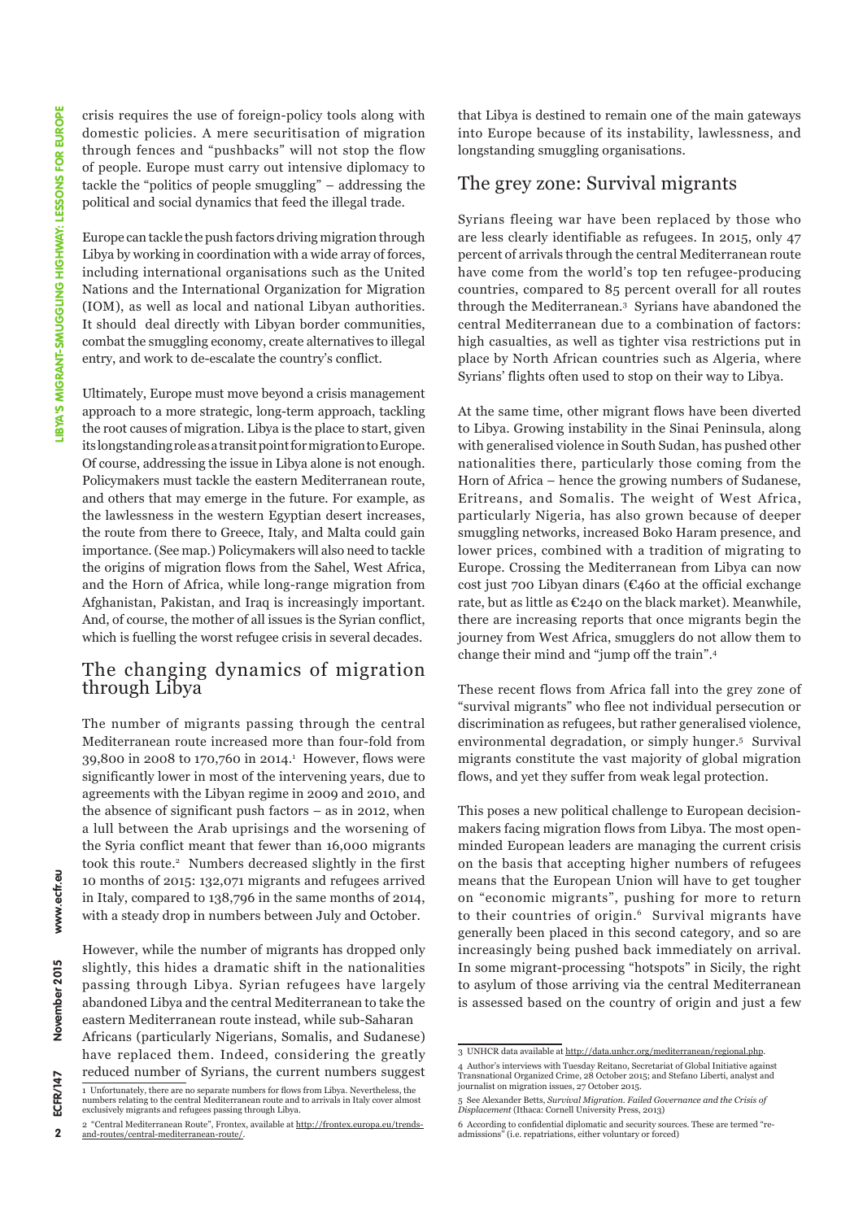crisis requires the use of foreign-policy tools along with domestic policies. A mere securitisation of migration through fences and "pushbacks" will not stop the flow of people. Europe must carry out intensive diplomacy to tackle the "politics of people smuggling" – addressing the political and social dynamics that feed the illegal trade.

Europe can tackle the push factors driving migration through Libya by working in coordination with a wide array of forces, including international organisations such as the United Nations and the International Organization for Migration (IOM), as well as local and national Libyan authorities. It should deal directly with Libyan border communities, combat the smuggling economy, create alternatives to illegal entry, and work to de-escalate the country's conflict.

Ultimately, Europe must move beyond a crisis management approach to a more strategic, long-term approach, tackling the root causes of migration. Libya is the place to start, given its longstanding role as a transit point for migration to Europe. Of course, addressing the issue in Libya alone is not enough. Policymakers must tackle the eastern Mediterranean route, and others that may emerge in the future. For example, as the lawlessness in the western Egyptian desert increases, the route from there to Greece, Italy, and Malta could gain importance. (See map.) Policymakers will also need to tackle the origins of migration flows from the Sahel, West Africa, and the Horn of Africa, while long-range migration from Afghanistan, Pakistan, and Iraq is increasingly important. And, of course, the mother of all issues is the Syrian conflict, which is fuelling the worst refugee crisis in several decades.

## The changing dynamics of migration through Libya

The number of migrants passing through the central Mediterranean route increased more than four-fold from 39,800 in 2008 to 170,760 in 2014.[1] However, flows were significantly lower in most of the intervening years, due to agreements with the Libyan regime in 2009 and 2010, and the absence of significant push factors – as in 2012, when a lull between the Arab uprisings and the worsening of the Syria conflict meant that fewer than 16,000 migrants took this route.[2] Numbers decreased slightly in the first 10 months of 2015: 132,071 migrants and refugees arrived in Italy, compared to 138,796 in the same months of 2014, with a steady drop in numbers between July and October.

However, while the number of migrants has dropped only slightly, this hides a dramatic shift in the nationalities passing through Libya. Syrian refugees have largely abandoned Libya and the central Mediterranean to take the eastern Mediterranean route instead, while sub-Saharan Africans (particularly Nigerians, Somalis, and Sudanese) have replaced them. Indeed, considering the greatly reduced number of Syrians, the current numbers suggest that Libya is destined to remain one of the main gateways into Europe because of its instability, lawlessness, and longstanding smuggling organisations.

## The grey zone: Survival migrants

Syrians fleeing war have been replaced by those who are less clearly identifiable as refugees. In 2015, only 47 percent of arrivals through the central Mediterranean route have come from the world's top ten refugee-producing countries, compared to 85 percent overall for all routes through the Mediterranean.[3] Syrians have abandoned the central Mediterranean due to a combination of factors: high casualties, as well as tighter visa restrictions put in place by North African countries such as Algeria, where Syrians' flights often used to stop on their way to Libya.

At the same time, other migrant flows have been diverted to Libya. Growing instability in the Sinai Peninsula, along with generalised violence in South Sudan, has pushed other nationalities there, particularly those coming from the Horn of Africa – hence the growing numbers of Sudanese, Eritreans, and Somalis. The weight of West Africa, particularly Nigeria, has also grown because of deeper smuggling networks, increased Boko Haram presence, and lower prices, combined with a tradition of migrating to Europe. Crossing the Mediterranean from Libya can now cost just 700 Libyan dinars (€460 at the official exchange rate, but as little as €240 on the black market). Meanwhile, there are increasing reports that once migrants begin the journey from West Africa, smugglers do not allow them to change their mind and "jump off the train".[4]

These recent flows from Africa fall into the grey zone of "survival migrants" who flee not individual persecution or discrimination as refugees, but rather generalised violence, environmental degradation, or simply hunger.[5] Survival migrants constitute the vast majority of global migration flows, and yet they suffer from weak legal protection.

This poses a new political challenge to European decision-makers facing migration flows from Libya. The most open-minded European leaders are managing the current crisis on the basis that accepting higher numbers of refugees means that the European Union will have to get tougher on "economic migrants", pushing for more to return to their countries of origin.[6] Survival migrants have generally been placed in this second category, and so are increasingly being pushed back immediately on arrival. In some migrant-processing "hotspots" in Sicily, the right to asylum of those arriving via the central Mediterranean is assessed based on the country of origin and just a few

---

1 Unfortunately, there are no separate numbers for flows from Libya. Nevertheless, the numbers relating to the central Mediterranean route and to arrivals in Italy cover almost exclusively migrants and refugees passing through Libya.

2 "Central Mediterranean Route", Frontex, available at http://frontex.europa.eu/trends-and-routes/central-mediterranean-route/.

3 UNHCR data available at http://data.unhcr.org/mediterranean/regional.php.

4 Author's interviews with Tuesday Reitano, Secretariat of Global Initiative against Transnational Organized Crime, 28 October 2015; and Stefano Liberti, analyst and journalist on migration issues, 27 October 2015.

5 See Alexander Betts, *Survival Migration. Failed Governance and the Crisis of Displacement* (Ithaca: Cornell University Press, 2013)

6 According to confidential diplomatic and security sources. These are termed "re-admissions" (i.e. repatriations, either voluntary or forced)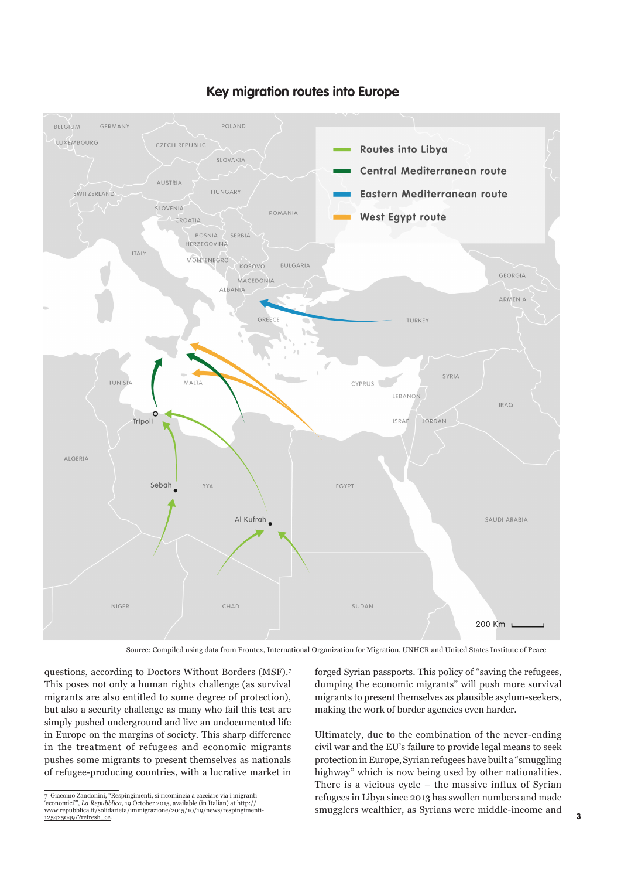## Key migration routes into Europe

Source: Compiled using data from Frontex, International Organization for Migration, UNHCR and United States Institute of Peace

questions, according to Doctors Without Borders (MSF).[7] This poses not only a human rights challenge (as survival migrants are also entitled to some degree of protection), but also a security challenge as many who fail this test are simply pushed underground and live an undocumented life in Europe on the margins of society. This sharp difference in the treatment of refugees and economic migrants pushes some migrants to present themselves as nationals of refugee-producing countries, with a lucrative market in forged Syrian passports. This policy of "saving the refugees, dumping the economic migrants" will push more survival migrants to present themselves as plausible asylum-seekers, making the work of border agencies even harder.

Ultimately, due to the combination of the never-ending civil war and the EU's failure to provide legal means to seek protection in Europe, Syrian refugees have built a "smuggling highway" which is now being used by other nationalities. There is a vicious cycle – the massive influx of Syrian refugees in Libya since 2013 has swollen numbers and made smugglers wealthier, as Syrians were middle-income and

---

7 Giacomo Zandonini, "Respingimenti, si ricomincia a cacciare via i migranti 'economici'", *La Repubblica*, 19 October 2015, available (in Italian) at http://www.repubblica.it/solidarieta/immigrazione/2015/10/19/news/respingimenti-125425049/?refresh_ce.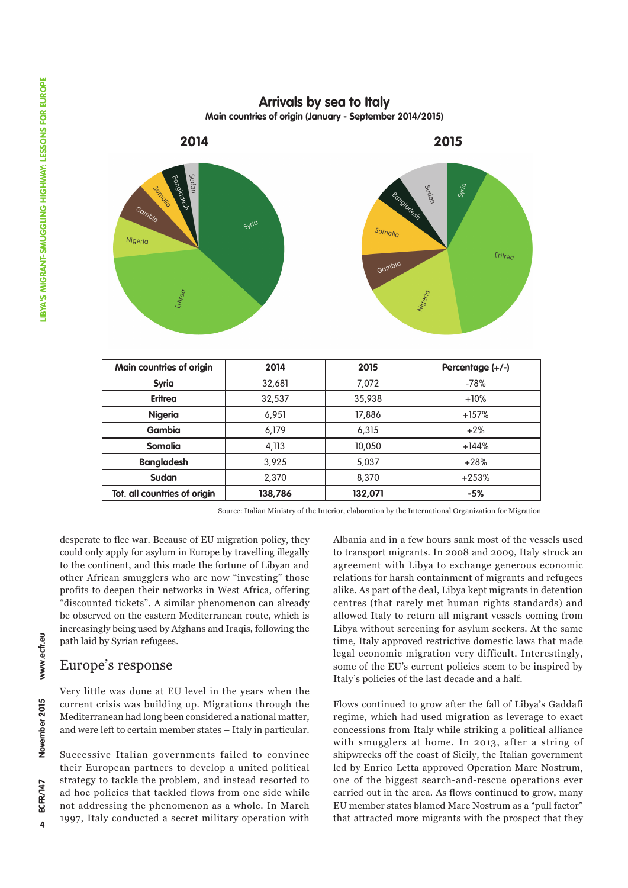## Arrivals by sea to Italy

**Main countries of origin (January - September 2014/2015)**

**2014** **2015**

| Main countries of origin | 2014 | 2015 | Percentage (+/-) |
|---|---|---|---|
| **Syria** | 32,681 | 7,072 | -78% |
| **Eritrea** | 32,537 | 35,938 | +10% |
| **Nigeria** | 6,951 | 17,886 | +157% |
| **Gambia** | 6,179 | 6,315 | +2% |
| **Somalia** | 4,113 | 10,050 | +144% |
| **Bangladesh** | 3,925 | 5,037 | +28% |
| **Sudan** | 2,370 | 8,370 | +253% |
| **Tot. all countries of origin** | **138,786** | **132,071** | **-5%** |

Source: Italian Ministry of the Interior, elaboration by the International Organization for Migration

desperate to flee war. Because of EU migration policy, they could only apply for asylum in Europe by travelling illegally to the continent, and this made the fortune of Libyan and other African smugglers who are now "investing" those profits to deepen their networks in West Africa, offering "discounted tickets". A similar phenomenon can already be observed on the eastern Mediterranean route, which is increasingly being used by Afghans and Iraqis, following the path laid by Syrian refugees.

## Europe's response

Very little was done at EU level in the years when the current crisis was building up. Migrations through the Mediterranean had long been considered a national matter, and were left to certain member states – Italy in particular.

Successive Italian governments failed to convince their European partners to develop a united political strategy to tackle the problem, and instead resorted to ad hoc policies that tackled flows from one side while not addressing the phenomenon as a whole. In March 1997, Italy conducted a secret military operation with Albania and in a few hours sank most of the vessels used to transport migrants. In 2008 and 2009, Italy struck an agreement with Libya to exchange generous economic relations for harsh containment of migrants and refugees alike. As part of the deal, Libya kept migrants in detention centres (that rarely met human rights standards) and allowed Italy to return all migrant vessels coming from Libya without screening for asylum seekers. At the same time, Italy approved restrictive domestic laws that made legal economic migration very difficult. Interestingly, some of the EU's current policies seem to be inspired by Italy's policies of the last decade and a half.

Flows continued to grow after the fall of Libya's Gaddafi regime, which had used migration as leverage to exact concessions from Italy while striking a political alliance with smugglers at home. In 2013, after a string of shipwrecks off the coast of Sicily, the Italian government led by Enrico Letta approved Operation Mare Nostrum, one of the biggest search-and-rescue operations ever carried out in the area. As flows continued to grow, many EU member states blamed Mare Nostrum as a "pull factor" that attracted more migrants with the prospect that they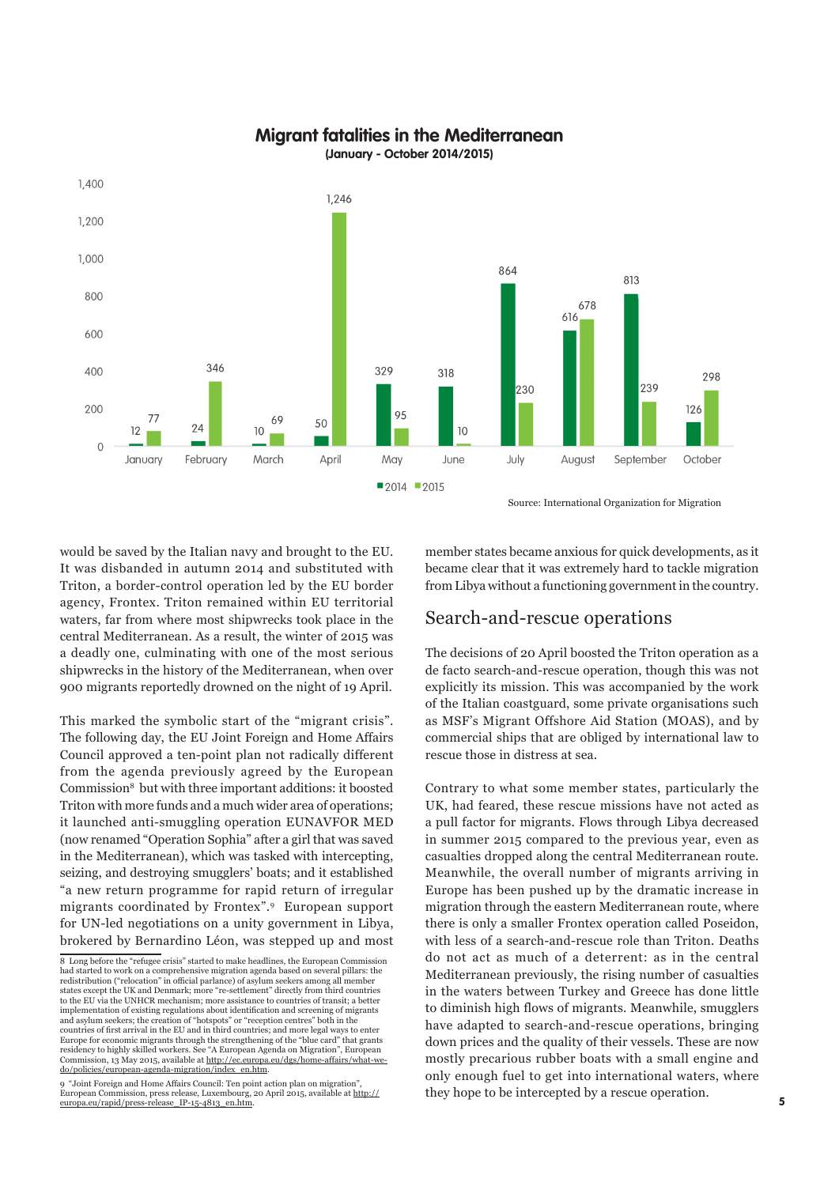**Migrant fatalities in the Mediterranean**
**(January - October 2014/2015)**

| Month | 2014 | 2015 |
|---|---|---|
| January | 12 | 77 |
| February | 24 | 346 |
| March | 10 | 69 |
| April | 50 | 1,246 |
| May | 329 | 95 |
| June | 318 | 10 |
| July | 864 | 230 |
| August | 616 | 678 |
| September | 813 | 239 |
| October | 126 | 298 |

Source: International Organization for Migration

would be saved by the Italian navy and brought to the EU. It was disbanded in autumn 2014 and substituted with Triton, a border-control operation led by the EU border agency, Frontex. Triton remained within EU territorial waters, far from where most shipwrecks took place in the central Mediterranean. As a result, the winter of 2015 was a deadly one, culminating with one of the most serious shipwrecks in the history of the Mediterranean, when over 900 migrants reportedly drowned on the night of 19 April.

This marked the symbolic start of the "migrant crisis". The following day, the EU Joint Foreign and Home Affairs Council approved a ten-point plan not radically different from the agenda previously agreed by the European Commission[8] but with three important additions: it boosted Triton with more funds and a much wider area of operations; it launched anti-smuggling operation EUNAVFOR MED (now renamed "Operation Sophia" after a girl that was saved in the Mediterranean), which was tasked with intercepting, seizing, and destroying smugglers' boats; and it established "a new return programme for rapid return of irregular migrants coordinated by Frontex".[9] European support for UN-led negotiations on a unity government in Libya, brokered by Bernardino Léon, was stepped up and most member states became anxious for quick developments, as it became clear that it was extremely hard to tackle migration from Libya without a functioning government in the country.

## Search-and-rescue operations

The decisions of 20 April boosted the Triton operation as a de facto search-and-rescue operation, though this was not explicitly its mission. This was accompanied by the work of the Italian coastguard, some private organisations such as MSF's Migrant Offshore Aid Station (MOAS), and by commercial ships that are obliged by international law to rescue those in distress at sea.

Contrary to what some member states, particularly the UK, had feared, these rescue missions have not acted as a pull factor for migrants. Flows through Libya decreased in summer 2015 compared to the previous year, even as casualties dropped along the central Mediterranean route. Meanwhile, the overall number of migrants arriving in Europe has been pushed up by the dramatic increase in migration through the eastern Mediterranean route, where there is only a smaller Frontex operation called Poseidon, with less of a search-and-rescue role than Triton. Deaths do not act as much of a deterrent: as in the central Mediterranean previously, the rising number of casualties in the waters between Turkey and Greece has done little to diminish high flows of migrants. Meanwhile, smugglers have adapted to search-and-rescue operations, bringing down prices and the quality of their vessels. These are now mostly precarious rubber boats with a small engine and only enough fuel to get into international waters, where they hope to be intercepted by a rescue operation.

---

8 Long before the "refugee crisis" started to make headlines, the European Commission had started to work on a comprehensive migration agenda based on several pillars: the redistribution ("relocation" in official parlance) of asylum seekers among all member states except the UK and Denmark; more "re-settlement" directly from third countries to the EU via the UNHCR mechanism; more assistance to countries of transit; a better implementation of existing regulations about identification and screening of migrants and asylum seekers; the creation of "hotspots" or "reception centres" both in the countries of first arrival in the EU and in third countries; and more legal ways to enter Europe for economic migrants through the strengthening of the "blue card" that grants residency to highly skilled workers. See "A European Agenda on Migration", European Commission, 13 May 2015, available at http://ec.europa.eu/dgs/home-affairs/what-we-do/policies/european-agenda-migration/index_en.htm.

9 "Joint Foreign and Home Affairs Council: Ten point action plan on migration", European Commission, press release, Luxembourg, 20 April 2015, available at http://europa.eu/rapid/press-release_IP-15-4813_en.htm.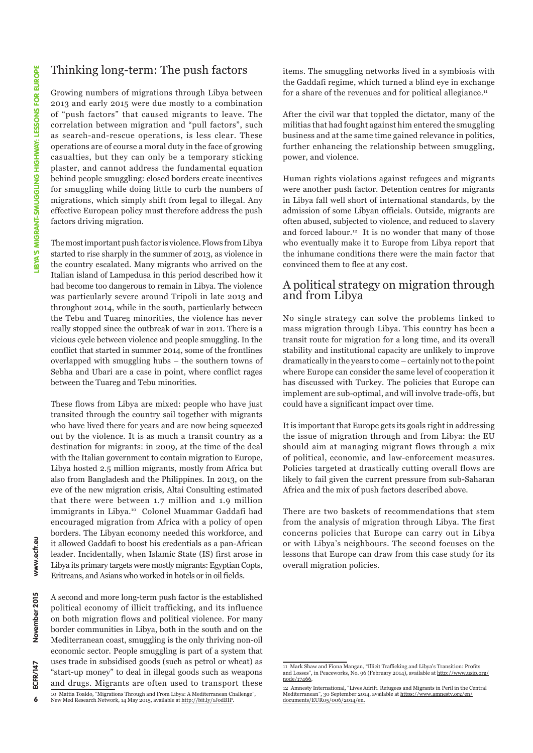## Thinking long-term: The push factors

Growing numbers of migrations through Libya between 2013 and early 2015 were due mostly to a combination of "push factors" that caused migrants to leave. The correlation between migration and "pull factors", such as search-and-rescue operations, is less clear. These operations are of course a moral duty in the face of growing casualties, but they can only be a temporary sticking plaster, and cannot address the fundamental equation behind people smuggling: closed borders create incentives for smuggling while doing little to curb the numbers of migrations, which simply shift from legal to illegal. Any effective European policy must therefore address the push factors driving migration.

The most important push factor is violence. Flows from Libya started to rise sharply in the summer of 2013, as violence in the country escalated. Many migrants who arrived on the Italian island of Lampedusa in this period described how it had become too dangerous to remain in Libya. The violence was particularly severe around Tripoli in late 2013 and throughout 2014, while in the south, particularly between the Tebu and Tuareg minorities, the violence has never really stopped since the outbreak of war in 2011. There is a vicious cycle between violence and people smuggling. In the conflict that started in summer 2014, some of the frontlines overlapped with smuggling hubs – the southern towns of Sebha and Ubari are a case in point, where conflict rages between the Tuareg and Tebu minorities.

These flows from Libya are mixed: people who have just transited through the country sail together with migrants who have lived there for years and are now being squeezed out by the violence. It is as much a transit country as a destination for migrants: in 2009, at the time of the deal with the Italian government to contain migration to Europe, Libya hosted 2.5 million migrants, mostly from Africa but also from Bangladesh and the Philippines. In 2013, on the eve of the new migration crisis, Altai Consulting estimated that there were between 1.7 million and 1.9 million immigrants in Libya.[10] Colonel Muammar Gaddafi had encouraged migration from Africa with a policy of open borders. The Libyan economy needed this workforce, and it allowed Gaddafi to boost his credentials as a pan-African leader. Incidentally, when Islamic State (IS) first arose in Libya its primary targets were mostly migrants: Egyptian Copts, Eritreans, and Asians who worked in hotels or in oil fields.

A second and more long-term push factor is the established political economy of illicit trafficking, and its influence on both migration flows and political violence. For many border communities in Libya, both in the south and on the Mediterranean coast, smuggling is the only thriving non-oil economic sector. People smuggling is part of a system that uses trade in subsidised goods (such as petrol or wheat) as "start-up money" to deal in illegal goods such as weapons and drugs. Migrants are often used to transport these items. The smuggling networks lived in a symbiosis with the Gaddafi regime, which turned a blind eye in exchange for a share of the revenues and for political allegiance.[11]

After the civil war that toppled the dictator, many of the militias that had fought against him entered the smuggling business and at the same time gained relevance in politics, further enhancing the relationship between smuggling, power, and violence.

Human rights violations against refugees and migrants were another push factor. Detention centres for migrants in Libya fall well short of international standards, by the admission of some Libyan officials. Outside, migrants are often abused, subjected to violence, and reduced to slavery and forced labour.[12] It is no wonder that many of those who eventually make it to Europe from Libya report that the inhumane conditions there were the main factor that convinced them to flee at any cost.

## A political strategy on migration through and from Libya

No single strategy can solve the problems linked to mass migration through Libya. This country has been a transit route for migration for a long time, and its overall stability and institutional capacity are unlikely to improve dramatically in the years to come – certainly not to the point where Europe can consider the same level of cooperation it has discussed with Turkey. The policies that Europe can implement are sub-optimal, and will involve trade-offs, but could have a significant impact over time.

It is important that Europe gets its goals right in addressing the issue of migration through and from Libya: the EU should aim at managing migrant flows through a mix of political, economic, and law-enforcement measures. Policies targeted at drastically cutting overall flows are likely to fail given the current pressure from sub-Saharan Africa and the mix of push factors described above.

There are two baskets of recommendations that stem from the analysis of migration through Libya. The first concerns policies that Europe can carry out in Libya or with Libya's neighbours. The second focuses on the lessons that Europe can draw from this case study for its overall migration policies.

---

10 Mattia Toaldo, "Migrations Through and From Libya: A Mediterranean Challenge", New Med Research Network, 14 May 2015, available at http://bit.ly/1JodBIP.

11 Mark Shaw and Fiona Mangan, "Illicit Trafficking and Libya's Transition: Profits and Losses", in Peaceworks, No. 96 (February 2014), available at http://www.usip.org/node/17466.

12 Amnesty International, "Lives Adrift. Refugees and Migrants in Peril in the Central Mediterranean", 30 September 2014, available at https://www.amnesty.org/en/documents/EUR05/006/2014/en.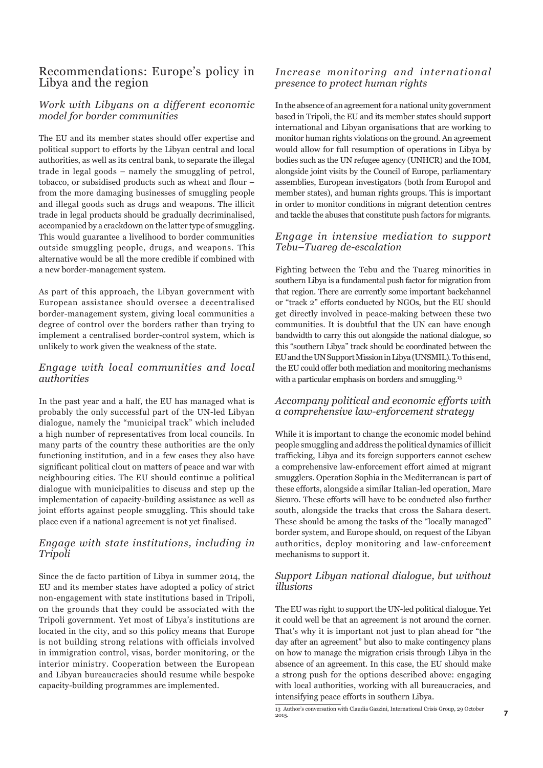## Recommendations: Europe's policy in Libya and the region

### *Work with Libyans on a different economic model for border communities*

The EU and its member states should offer expertise and political support to efforts by the Libyan central and local authorities, as well as its central bank, to separate the illegal trade in legal goods – namely the smuggling of petrol, tobacco, or subsidised products such as wheat and flour – from the more damaging businesses of smuggling people and illegal goods such as drugs and weapons. The illicit trade in legal products should be gradually decriminalised, accompanied by a crackdown on the latter type of smuggling. This would guarantee a livelihood to border communities outside smuggling people, drugs, and weapons. This alternative would be all the more credible if combined with a new border-management system.

As part of this approach, the Libyan government with European assistance should oversee a decentralised border-management system, giving local communities a degree of control over the borders rather than trying to implement a centralised border-control system, which is unlikely to work given the weakness of the state.

### *Engage with local communities and local authorities*

In the past year and a half, the EU has managed what is probably the only successful part of the UN-led Libyan dialogue, namely the "municipal track" which included a high number of representatives from local councils. In many parts of the country these authorities are the only functioning institution, and in a few cases they also have significant political clout on matters of peace and war with neighbouring cities. The EU should continue a political dialogue with municipalities to discuss and step up the implementation of capacity-building assistance as well as joint efforts against people smuggling. This should take place even if a national agreement is not yet finalised.

### *Engage with state institutions, including in Tripoli*

Since the de facto partition of Libya in summer 2014, the EU and its member states have adopted a policy of strict non-engagement with state institutions based in Tripoli, on the grounds that they could be associated with the Tripoli government. Yet most of Libya's institutions are located in the city, and so this policy means that Europe is not building strong relations with officials involved in immigration control, visas, border monitoring, or the interior ministry. Cooperation between the European and Libyan bureaucracies should resume while bespoke capacity-building programmes are implemented.

### *Increase monitoring and international presence to protect human rights*

In the absence of an agreement for a national unity government based in Tripoli, the EU and its member states should support international and Libyan organisations that are working to monitor human rights violations on the ground. An agreement would allow for full resumption of operations in Libya by bodies such as the UN refugee agency (UNHCR) and the IOM, alongside joint visits by the Council of Europe, parliamentary assemblies, European investigators (both from Europol and member states), and human rights groups. This is important in order to monitor conditions in migrant detention centres and tackle the abuses that constitute push factors for migrants.

### *Engage in intensive mediation to support Tebu–Tuareg de-escalation*

Fighting between the Tebu and the Tuareg minorities in southern Libya is a fundamental push factor for migration from that region. There are currently some important backchannel or "track 2" efforts conducted by NGOs, but the EU should get directly involved in peace-making between these two communities. It is doubtful that the UN can have enough bandwidth to carry this out alongside the national dialogue, so this "southern Libya" track should be coordinated between the EU and the UN Support Mission in Libya (UNSMIL). To this end, the EU could offer both mediation and monitoring mechanisms with a particular emphasis on borders and smuggling.[13]

### *Accompany political and economic efforts with a comprehensive law-enforcement strategy*

While it is important to change the economic model behind people smuggling and address the political dynamics of illicit trafficking, Libya and its foreign supporters cannot eschew a comprehensive law-enforcement effort aimed at migrant smugglers. Operation Sophia in the Mediterranean is part of these efforts, alongside a similar Italian-led operation, Mare Sicuro. These efforts will have to be conducted also further south, alongside the tracks that cross the Sahara desert. These should be among the tasks of the "locally managed" border system, and Europe should, on request of the Libyan authorities, deploy monitoring and law-enforcement mechanisms to support it.

### *Support Libyan national dialogue, but without illusions*

The EU was right to support the UN-led political dialogue. Yet it could well be that an agreement is not around the corner. That's why it is important not just to plan ahead for "the day after an agreement" but also to make contingency plans on how to manage the migration crisis through Libya in the absence of an agreement. In this case, the EU should make a strong push for the options described above: engaging with local authorities, working with all bureaucracies, and intensifying peace efforts in southern Libya.

---

13 Author's conversation with Claudia Gazzini, International Crisis Group, 29 October 2015.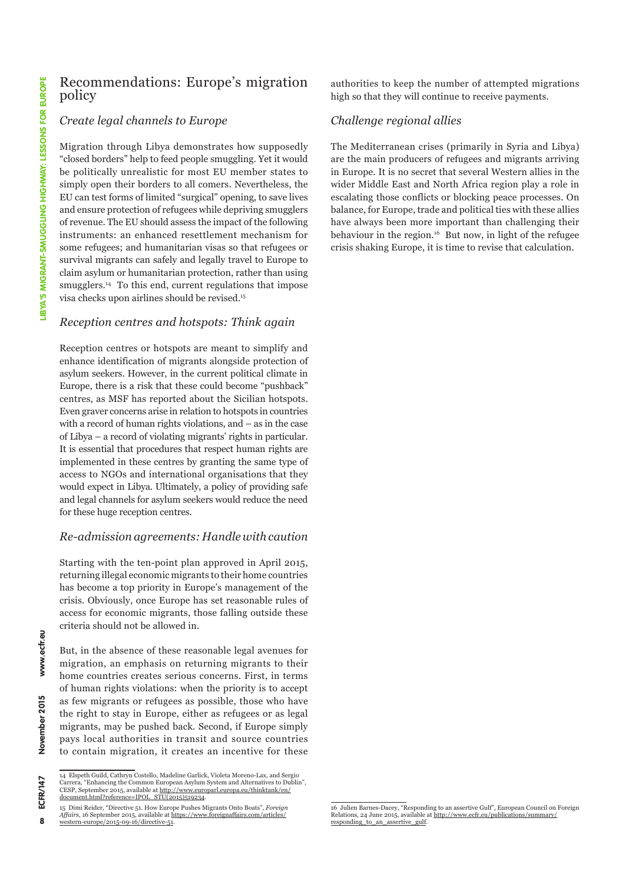## Recommendations: Europe's migration policy

### *Create legal channels to Europe*

Migration through Libya demonstrates how supposedly "closed borders" help to feed people smuggling. Yet it would be politically unrealistic for most EU member states to simply open their borders to all comers. Nevertheless, the EU can test forms of limited "surgical" opening, to save lives and ensure protection of refugees while depriving smugglers of revenue. The EU should assess the impact of the following instruments: an enhanced resettlement mechanism for some refugees; and humanitarian visas so that refugees or survival migrants can safely and legally travel to Europe to claim asylum or humanitarian protection, rather than using smugglers.[14] To this end, current regulations that impose visa checks upon airlines should be revised.[15]

### *Reception centres and hotspots: Think again*

Reception centres or hotspots are meant to simplify and enhance identification of migrants alongside protection of asylum seekers. However, in the current political climate in Europe, there is a risk that these could become "pushback" centres, as MSF has reported about the Sicilian hotspots. Even graver concerns arise in relation to hotspots in countries with a record of human rights violations, and – as in the case of Libya – a record of violating migrants' rights in particular. It is essential that procedures that respect human rights are implemented in these centres by granting the same type of access to NGOs and international organisations that they would expect in Libya. Ultimately, a policy of providing safe and legal channels for asylum seekers would reduce the need for these huge reception centres.

### *Re-admission agreements: Handle with caution*

Starting with the ten-point plan approved in April 2015, returning illegal economic migrants to their home countries has become a top priority in Europe's management of the crisis. Obviously, once Europe has set reasonable rules of access for economic migrants, those falling outside these criteria should not be allowed in.

But, in the absence of these reasonable legal avenues for migration, an emphasis on returning migrants to their home countries creates serious concerns. First, in terms of human rights violations: when the priority is to accept as few migrants or refugees as possible, those who have the right to stay in Europe, either as refugees or as legal migrants, may be pushed back. Second, if Europe simply pays local authorities in transit and source countries to contain migration, it creates an incentive for these authorities to keep the number of attempted migrations high so that they will continue to receive payments.

### *Challenge regional allies*

The Mediterranean crises (primarily in Syria and Libya) are the main producers of refugees and migrants arriving in Europe. It is no secret that several Western allies in the wider Middle East and North Africa region play a role in escalating those conflicts or blocking peace processes. On balance, for Europe, trade and political ties with these allies have always been more important than challenging their behaviour in the region.[16] But now, in light of the refugee crisis shaking Europe, it is time to revise that calculation.

---

14 Elspeth Guild, Cathryn Costello, Madeline Garlick, Violeta Moreno-Lax, and Sergio Carrera, "Enhancing the Common European Asylum System and Alternatives to Dublin", CESP, September 2015, available at http://www.europarl.europa.eu/thinktank/en/document.html?reference=IPOL_STU(2015)519234.

15 Dimi Reider, "Directive 51. How Europe Pushes Migrants Onto Boats", *Foreign Affairs*, 16 September 2015, available at https://www.foreignaffairs.com/articles/western-europe/2015-09-16/directive-51.

16 Julien Barnes-Dacey, "Responding to an assertive Gulf", European Council on Foreign Relations, 24 June 2015, available at http://www.ecfr.eu/publications/summary/responding_to_an_assertive_gulf.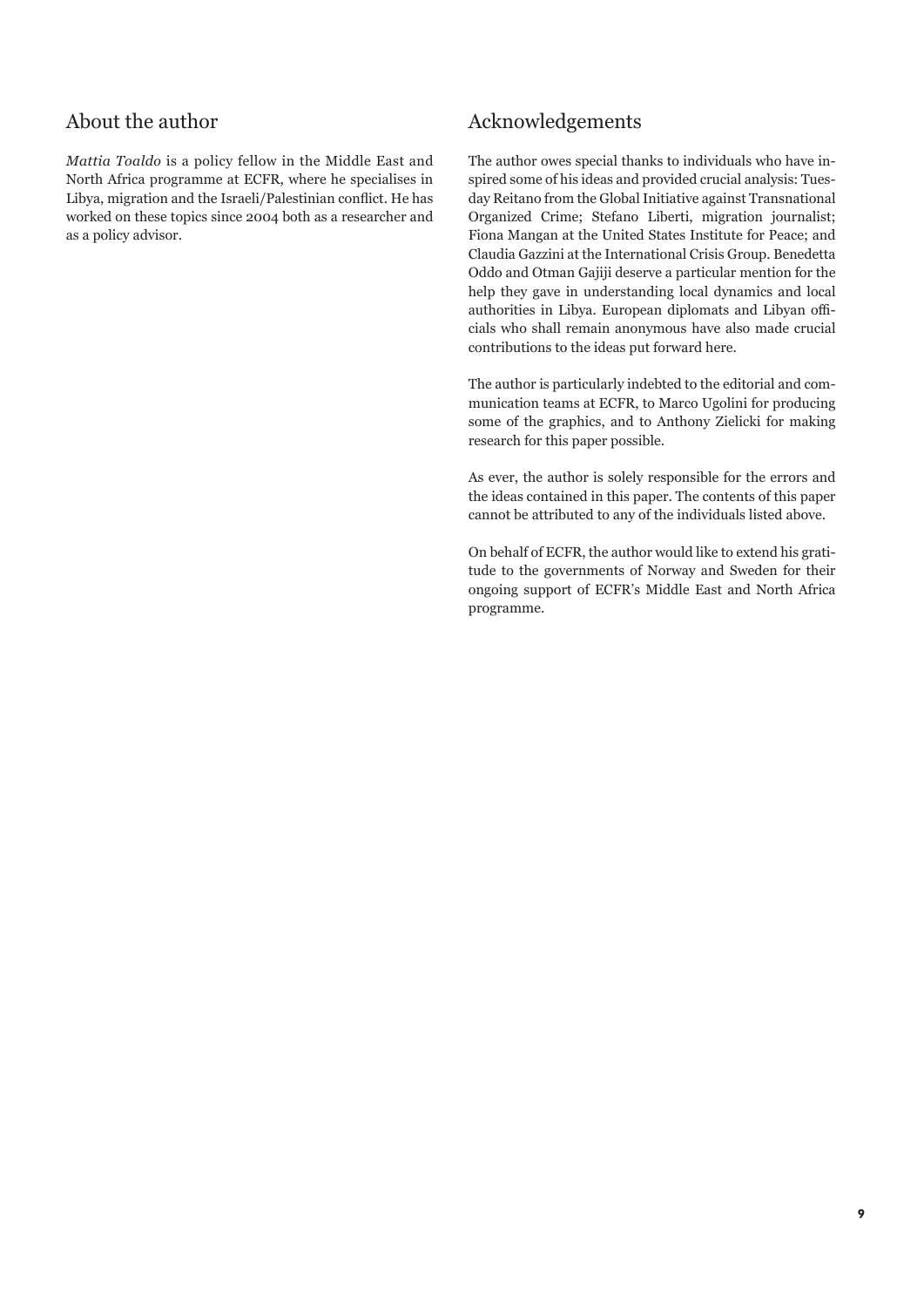## About the author

*Mattia Toaldo* is a policy fellow in the Middle East and North Africa programme at ECFR, where he specialises in Libya, migration and the Israeli/Palestinian conflict. He has worked on these topics since 2004 both as a researcher and as a policy advisor.

## Acknowledgements

The author owes special thanks to individuals who have inspired some of his ideas and provided crucial analysis: Tuesday Reitano from the Global Initiative against Transnational Organized Crime; Stefano Liberti, migration journalist; Fiona Mangan at the United States Institute for Peace; and Claudia Gazzini at the International Crisis Group. Benedetta Oddo and Otman Gajiji deserve a particular mention for the help they gave in understanding local dynamics and local authorities in Libya. European diplomats and Libyan officials who shall remain anonymous have also made crucial contributions to the ideas put forward here.

The author is particularly indebted to the editorial and communication teams at ECFR, to Marco Ugolini for producing some of the graphics, and to Anthony Zielicki for making research for this paper possible.

As ever, the author is solely responsible for the errors and the ideas contained in this paper. The contents of this paper cannot be attributed to any of the individuals listed above.

On behalf of ECFR, the author would like to extend his gratitude to the governments of Norway and Sweden for their ongoing support of ECFR's Middle East and North Africa programme.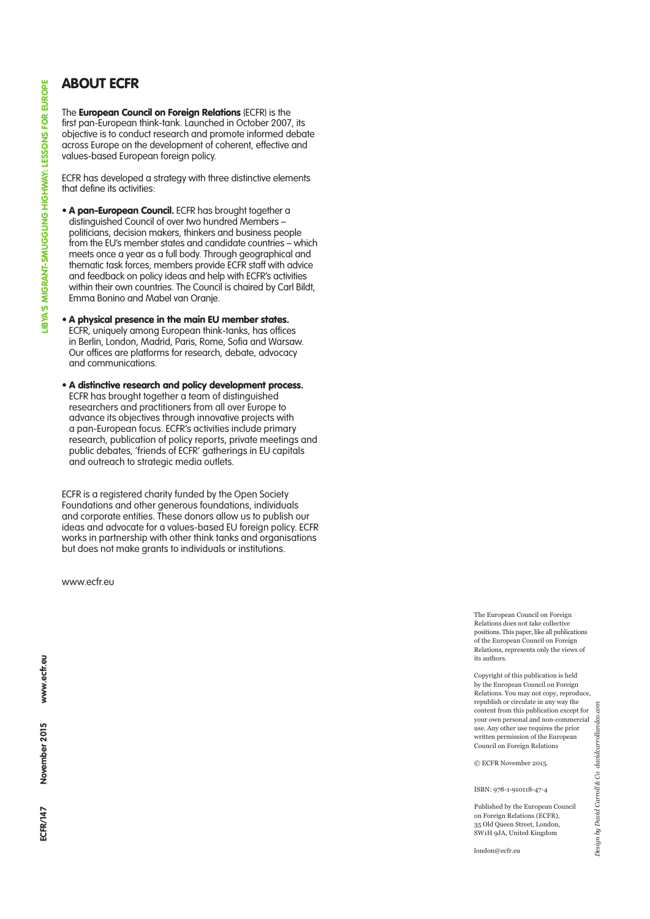# ABOUT ECFR

The **European Council on Foreign Relations** (ECFR) is the first pan-European think-tank. Launched in October 2007, its objective is to conduct research and promote informed debate across Europe on the development of coherent, effective and values-based European foreign policy.

ECFR has developed a strategy with three distinctive elements that define its activities:

- **A pan-European Council.** ECFR has brought together a distinguished Council of over two hundred Members – politicians, decision makers, thinkers and business people from the EU's member states and candidate countries – which meets once a year as a full body. Through geographical and thematic task forces, members provide ECFR staff with advice and feedback on policy ideas and help with ECFR's activities within their own countries. The Council is chaired by Carl Bildt, Emma Bonino and Mabel van Oranje.

- **A physical presence in the main EU member states.** ECFR, uniquely among European think-tanks, has offices in Berlin, London, Madrid, Paris, Rome, Sofia and Warsaw. Our offices are platforms for research, debate, advocacy and communications.

- **A distinctive research and policy development process.** ECFR has brought together a team of distinguished researchers and practitioners from all over Europe to advance its objectives through innovative projects with a pan-European focus. ECFR's activities include primary research, publication of policy reports, private meetings and public debates, 'friends of ECFR' gatherings in EU capitals and outreach to strategic media outlets.

ECFR is a registered charity funded by the Open Society Foundations and other generous foundations, individuals and corporate entities. These donors allow us to publish our ideas and advocate for a values-based EU foreign policy. ECFR works in partnership with other think tanks and organisations but does not make grants to individuals or institutions.

www.ecfr.eu

The European Council on Foreign Relations does not take collective positions. This paper, like all publications of the European Council on Foreign Relations, represents only the views of its authors.

Copyright of this publication is held by the European Council on Foreign Relations. You may not copy, reproduce, republish or circulate in any way the content from this publication except for your own personal and non-commercial use. Any other use requires the prior written permission of the European Council on Foreign Relations

© ECFR November 2015.

ISBN: 978-1-910118-47-4

Published by the European Council on Foreign Relations (ECFR), 35 Old Queen Street, London, SW1H 9JA, United Kingdom

london@ecfr.eu

*Design by David Carroll & Co davidcarrolland co.com*

ECFR/147 November 2015 www.ecfr.eu